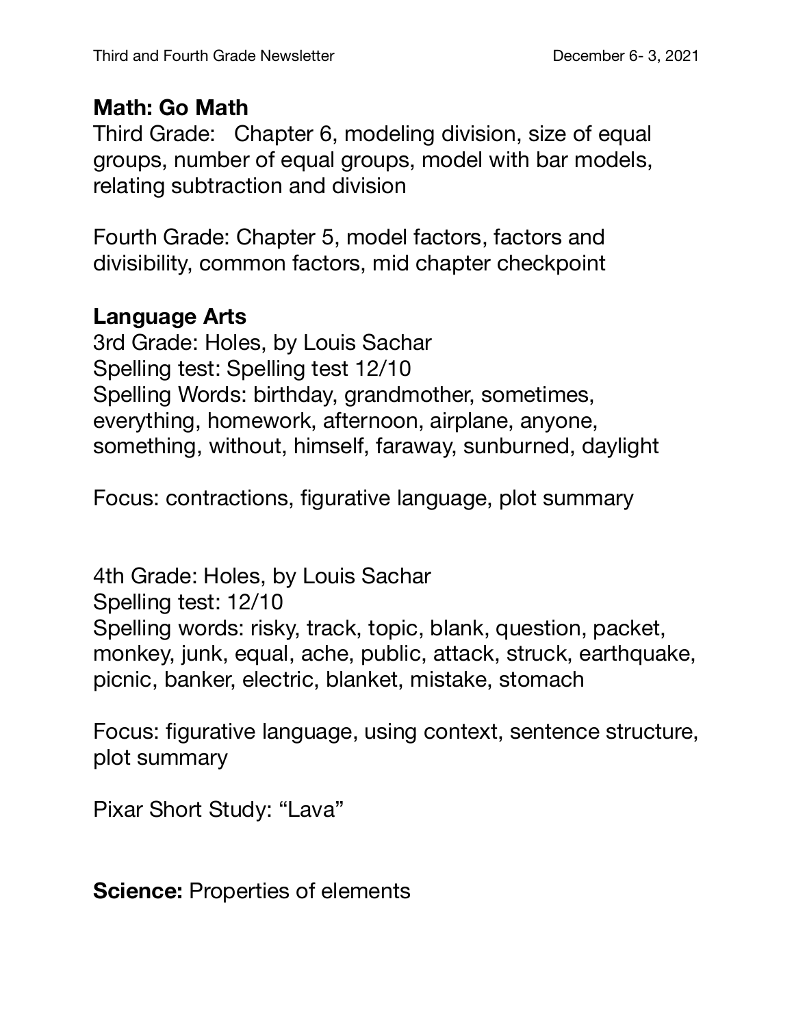Third and Fourth Grade Newsletter December 6- 3, 2021

**Math: Go Math**

Third Grade: Chapter 6, modeling division, size of equal groups, number of equal groups, model with bar models, relating subtraction and division

Fourth Grade: Chapter 5, model factors, factors and divisibility, common factors, mid chapter checkpoint

**Language Arts**

3rd Grade: Holes, by Louis Sachar
Spelling test: Spelling test 12/10
Spelling Words: birthday, grandmother, sometimes, everything, homework, afternoon, airplane, anyone, something, without, himself, faraway, sunburned, daylight

Focus: contractions, figurative language, plot summary

4th Grade: Holes, by Louis Sachar
Spelling test: 12/10
Spelling words: risky, track, topic, blank, question, packet, monkey, junk, equal, ache, public, attack, struck, earthquake, picnic, banker, electric, blanket, mistake, stomach

Focus: figurative language, using context, sentence structure, plot summary

Pixar Short Study: "Lava"

**Science:** Properties of elements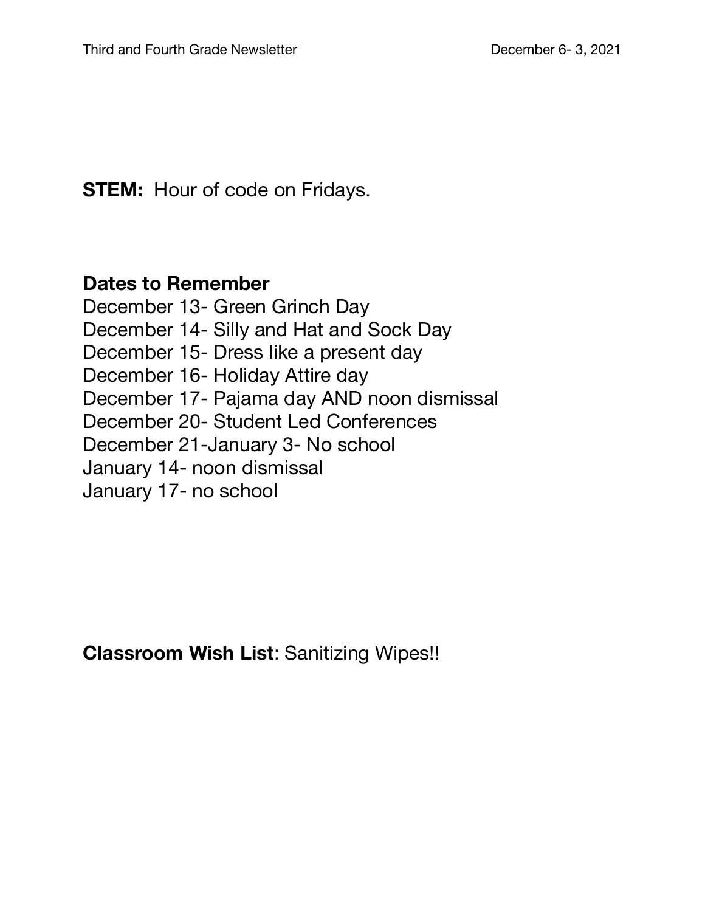**STEM:** Hour of code on Fridays.

**Dates to Remember**

December 13- Green Grinch Day
December 14- Silly and Hat and Sock Day
December 15- Dress like a present day
December 16- Holiday Attire day
December 17- Pajama day AND noon dismissal
December 20- Student Led Conferences
December 21-January 3- No school
January 14- noon dismissal
January 17- no school

**Classroom Wish List**: Sanitizing Wipes!!